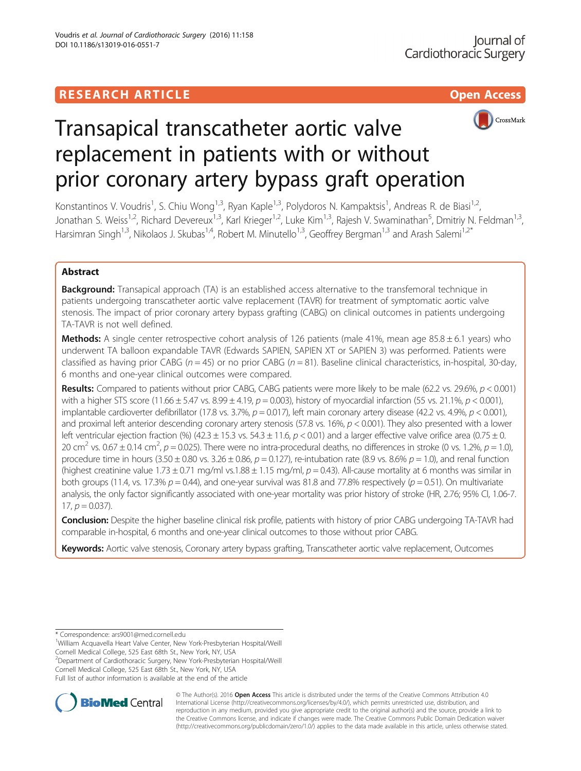RESEARCH ARTICLE

Open Access

# Transapical transcatheter aortic valve replacement in patients with or without prior coronary artery bypass graft operation

Konstantinos V. Voudris[1], S. Chiu Wong[1,3], Ryan Kaple[1,3], Polydoros N. Kampaktsis[1], Andreas R. de Biasi[1,2], Jonathan S. Weiss[1,2], Richard Devereux[1,3], Karl Krieger[1,2], Luke Kim[1,3], Rajesh V. Swaminathan[5], Dmitriy N. Feldman[1,3], Harsimran Singh[1,3], Nikolaos J. Skubas[1,4], Robert M. Minutello[1,3], Geoffrey Bergman[1,3] and Arash Salemi[1,2*]

## Abstract

**Background:** Transapical approach (TA) is an established access alternative to the transfemoral technique in patients undergoing transcatheter aortic valve replacement (TAVR) for treatment of symptomatic aortic valve stenosis. The impact of prior coronary artery bypass grafting (CABG) on clinical outcomes in patients undergoing TA-TAVR is not well defined.

**Methods:** A single center retrospective cohort analysis of 126 patients (male 41%, mean age 85.8 ± 6.1 years) who underwent TA balloon expandable TAVR (Edwards SAPIEN, SAPIEN XT or SAPIEN 3) was performed. Patients were classified as having prior CABG ($n = 45$) or no prior CABG ($n = 81$). Baseline clinical characteristics, in-hospital, 30-day, 6 months and one-year clinical outcomes were compared.

**Results:** Compared to patients without prior CABG, CABG patients were more likely to be male (62.2 vs. 29.6%, $p < 0.001$) with a higher STS score (11.66 ± 5.47 vs. 8.99 ± 4.19, $p = 0.003$), history of myocardial infarction (55 vs. 21.1%, $p < 0.001$), implantable cardioverter defibrillator (17.8 vs. 3.7%, $p = 0.017$), left main coronary artery disease (42.2 vs. 4.9%, $p < 0.001$), and proximal left anterior descending coronary artery stenosis (57.8 vs. 16%, $p < 0.001$). They also presented with a lower left ventricular ejection fraction (%) (42.3 ± 15.3 vs. 54.3 ± 11.6, $p < 0.01$) and a larger effective valve orifice area (0.75 ± 0.20 cm$^2$ vs. 0.67 ± 0.14 cm$^2$, $p = 0.025$). There were no intra-procedural deaths, no differences in stroke (0 vs. 1.2%, $p = 1.0$), procedure time in hours (3.50 ± 0.80 vs. 3.26 ± 0.86, $p = 0.127$), re-intubation rate (8.9 vs. 8.6% $p = 1.0$), and renal function (highest creatinine value 1.73 ± 0.71 mg/ml vs.1.88 ± 1.15 mg/ml, $p = 0.43$). All-cause mortality at 6 months was similar in both groups (11.4, vs. 17.3% $p = 0.44$), and one-year survival was 81.8 and 77.8% respectively ($p = 0.51$). On multivariate analysis, the only factor significantly associated with one-year mortality was prior history of stroke (HR, 2.76; 95% CI, 1.06-7.17, $p = 0.037$).

**Conclusion:** Despite the higher baseline clinical risk profile, patients with history of prior CABG undergoing TA-TAVR had comparable in-hospital, 6 months and one-year clinical outcomes to those without prior CABG.

**Keywords:** Aortic valve stenosis, Coronary artery bypass grafting, Transcatheter aortic valve replacement, Outcomes

\* Correspondence: ars9001@med.cornell.edu
[1]William Acquavella Heart Valve Center, New York-Presbyterian Hospital/Weill Cornell Medical College, 525 East 68th St., New York, NY, USA
[2]Department of Cardiothoracic Surgery, New York-Presbyterian Hospital/Weill Cornell Medical College, 525 East 68th St., New York, NY, USA
Full list of author information is available at the end of the article

© The Author(s). 2016 **Open Access** This article is distributed under the terms of the Creative Commons Attribution 4.0 International License (http://creativecommons.org/licenses/by/4.0/), which permits unrestricted use, distribution, and reproduction in any medium, provided you give appropriate credit to the original author(s) and the source, provide a link to the Creative Commons license, and indicate if changes were made. The Creative Commons Public Domain Dedication waiver (http://creativecommons.org/publicdomain/zero/1.0/) applies to the data made available in this article, unless otherwise stated.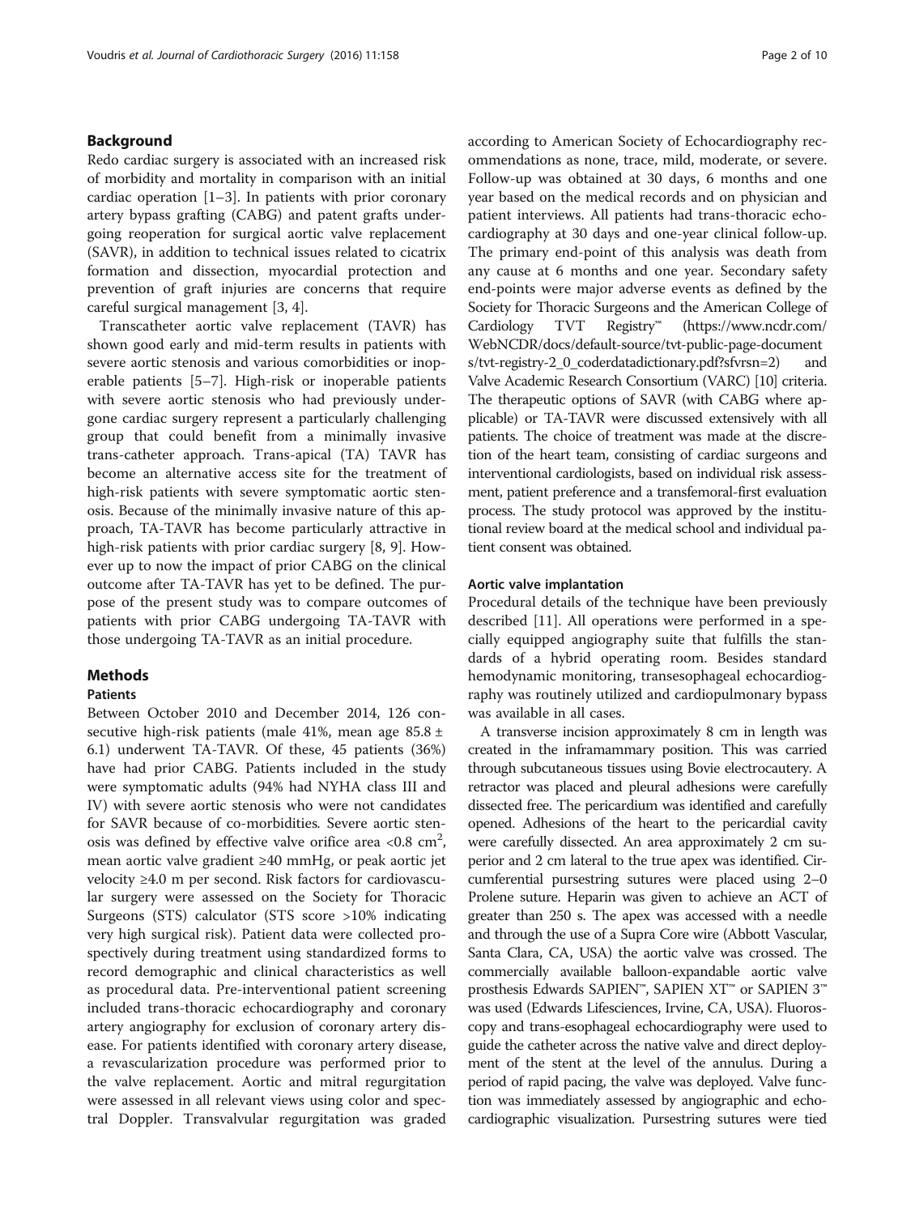## Background

Redo cardiac surgery is associated with an increased risk of morbidity and mortality in comparison with an initial cardiac operation [1–3]. In patients with prior coronary artery bypass grafting (CABG) and patent grafts undergoing reoperation for surgical aortic valve replacement (SAVR), in addition to technical issues related to cicatrix formation and dissection, myocardial protection and prevention of graft injuries are concerns that require careful surgical management [3, 4].

Transcatheter aortic valve replacement (TAVR) has shown good early and mid-term results in patients with severe aortic stenosis and various comorbidities or inoperable patients [5–7]. High-risk or inoperable patients with severe aortic stenosis who had previously undergone cardiac surgery represent a particularly challenging group that could benefit from a minimally invasive trans-catheter approach. Trans-apical (TA) TAVR has become an alternative access site for the treatment of high-risk patients with severe symptomatic aortic stenosis. Because of the minimally invasive nature of this approach, TA-TAVR has become particularly attractive in high-risk patients with prior cardiac surgery [8, 9]. However up to now the impact of prior CABG on the clinical outcome after TA-TAVR has yet to be defined. The purpose of the present study was to compare outcomes of patients with prior CABG undergoing TA-TAVR with those undergoing TA-TAVR as an initial procedure.

## Methods

### Patients

Between October 2010 and December 2014, 126 consecutive high-risk patients (male 41%, mean age 85.8 ± 6.1) underwent TA-TAVR. Of these, 45 patients (36%) have had prior CABG. Patients included in the study were symptomatic adults (94% had NYHA class III and IV) with severe aortic stenosis who were not candidates for SAVR because of co-morbidities. Severe aortic stenosis was defined by effective valve orifice area <0.8 $cm^2$, mean aortic valve gradient ≥40 mmHg, or peak aortic jet velocity ≥4.0 m per second. Risk factors for cardiovascular surgery were assessed on the Society for Thoracic Surgeons (STS) calculator (STS score >10% indicating very high surgical risk). Patient data were collected prospectively during treatment using standardized forms to record demographic and clinical characteristics as well as procedural data. Pre-interventional patient screening included trans-thoracic echocardiography and coronary artery angiography for exclusion of coronary artery disease. For patients identified with coronary artery disease, a revascularization procedure was performed prior to the valve replacement. Aortic and mitral regurgitation were assessed in all relevant views using color and spectral Doppler. Transvalvular regurgitation was graded according to American Society of Echocardiography recommendations as none, trace, mild, moderate, or severe. Follow-up was obtained at 30 days, 6 months and one year based on the medical records and on physician and patient interviews. All patients had trans-thoracic echocardiography at 30 days and one-year clinical follow-up. The primary end-point of this analysis was death from any cause at 6 months and one year. Secondary safety end-points were major adverse events as defined by the Society for Thoracic Surgeons and the American College of Cardiology TVT Registry™ (https://www.ncdr.com/WebNCDR/docs/default-source/tvt-public-page-documents/tvt-registry-2_0_coderdatadictionary.pdf?sfvrsn=2) and Valve Academic Research Consortium (VARC) [10] criteria. The therapeutic options of SAVR (with CABG where applicable) or TA-TAVR were discussed extensively with all patients. The choice of treatment was made at the discretion of the heart team, consisting of cardiac surgeons and interventional cardiologists, based on individual risk assessment, patient preference and a transfemoral-first evaluation process. The study protocol was approved by the institutional review board at the medical school and individual patient consent was obtained.

### Aortic valve implantation

Procedural details of the technique have been previously described [11]. All operations were performed in a specially equipped angiography suite that fulfills the standards of a hybrid operating room. Besides standard hemodynamic monitoring, transesophageal echocardiography was routinely utilized and cardiopulmonary bypass was available in all cases.

A transverse incision approximately 8 cm in length was created in the inframammary position. This was carried through subcutaneous tissues using Bovie electrocautery. A retractor was placed and pleural adhesions were carefully dissected free. The pericardium was identified and carefully opened. Adhesions of the heart to the pericardial cavity were carefully dissected. An area approximately 2 cm superior and 2 cm lateral to the true apex was identified. Circumferential pursestring sutures were placed using 2–0 Prolene suture. Heparin was given to achieve an ACT of greater than 250 s. The apex was accessed with a needle and through the use of a Supra Core wire (Abbott Vascular, Santa Clara, CA, USA) the aortic valve was crossed. The commercially available balloon-expandable aortic valve prosthesis Edwards SAPIEN™, SAPIEN XT™ or SAPIEN 3™ was used (Edwards Lifesciences, Irvine, CA, USA). Fluoroscopy and trans-esophageal echocardiography were used to guide the catheter across the native valve and direct deployment of the stent at the level of the annulus. During a period of rapid pacing, the valve was deployed. Valve function was immediately assessed by angiographic and echocardiographic visualization. Pursestring sutures were tied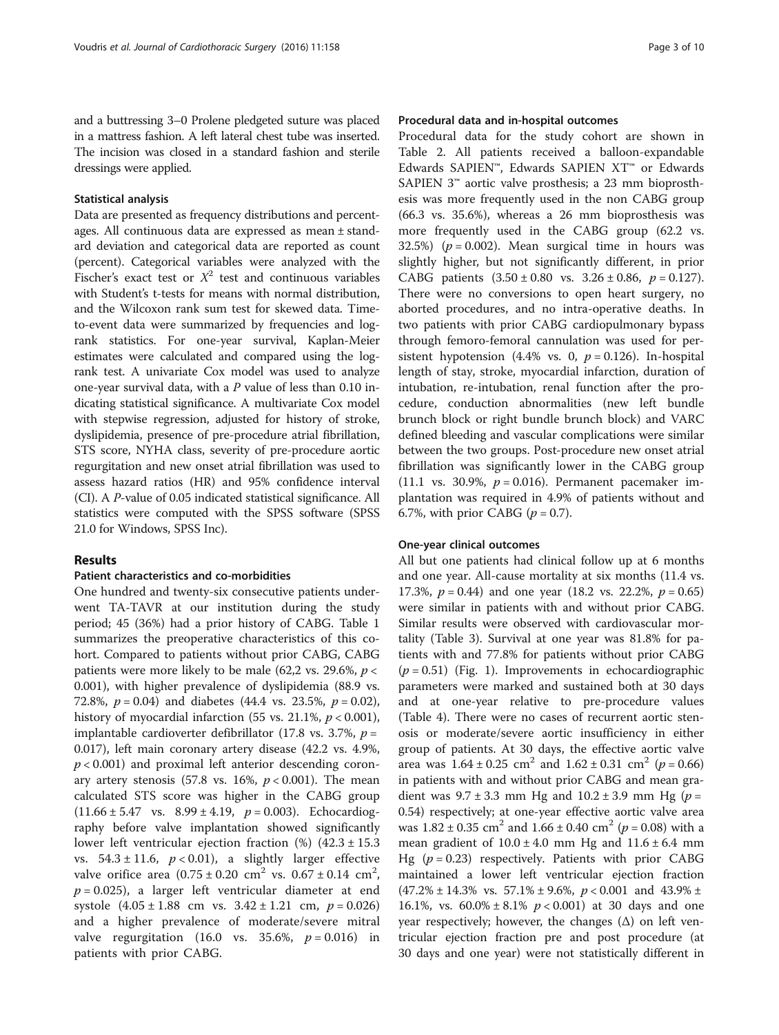and a buttressing 3–0 Prolene pledgeted suture was placed in a mattress fashion. A left lateral chest tube was inserted. The incision was closed in a standard fashion and sterile dressings were applied.

### Statistical analysis

Data are presented as frequency distributions and percentages. All continuous data are expressed as mean ± standard deviation and categorical data are reported as count (percent). Categorical variables were analyzed with the Fischer's exact test or $X^2$ test and continuous variables with Student's t-tests for means with normal distribution, and the Wilcoxon rank sum test for skewed data. Time-to-event data were summarized by frequencies and log-rank statistics. For one-year survival, Kaplan-Meier estimates were calculated and compared using the log-rank test. A univariate Cox model was used to analyze one-year survival data, with a $P$ value of less than 0.10 indicating statistical significance. A multivariate Cox model with stepwise regression, adjusted for history of stroke, dyslipidemia, presence of pre-procedure atrial fibrillation, STS score, NYHA class, severity of pre-procedure aortic regurgitation and new onset atrial fibrillation was used to assess hazard ratios (HR) and 95% confidence interval (CI). A $P$-value of 0.05 indicated statistical significance. All statistics were computed with the SPSS software (SPSS 21.0 for Windows, SPSS Inc).

## Results

### Patient characteristics and co-morbidities

One hundred and twenty-six consecutive patients underwent TA-TAVR at our institution during the study period; 45 (36%) had a prior history of CABG. Table 1 summarizes the preoperative characteristics of this cohort. Compared to patients without prior CABG, CABG patients were more likely to be male (62,2 vs. 29.6%, $p < 0.001$), with higher prevalence of dyslipidemia (88.9 vs. 72.8%, $p = 0.04$) and diabetes (44.4 vs. 23.5%, $p = 0.02$), history of myocardial infarction (55 vs. 21.1%, $p < 0.001$), implantable cardioverter defibrillator (17.8 vs. 3.7%, $p = 0.017$), left main coronary artery disease (42.2 vs. 4.9%, $p < 0.001$) and proximal left anterior descending coronary artery stenosis (57.8 vs. 16%, $p < 0.001$). The mean calculated STS score was higher in the CABG group ($11.66 \pm 5.47$ vs. $8.99 \pm 4.19$, $p = 0.003$). Echocardiography before valve implantation showed significantly lower left ventricular ejection fraction (%) ($42.3 \pm 15.3$ vs. $54.3 \pm 11.6$, $p < 0.01$), a slightly larger effective valve orifice area ($0.75 \pm 0.20$ $cm^2$ vs. $0.67 \pm 0.14$ $cm^2$, $p = 0.025$), a larger left ventricular diameter at end systole ($4.05 \pm 1.88$ cm vs. $3.42 \pm 1.21$ cm, $p = 0.026$) and a higher prevalence of moderate/severe mitral valve regurgitation (16.0 vs. 35.6%, $p = 0.016$) in patients with prior CABG.

### Procedural data and in-hospital outcomes

Procedural data for the study cohort are shown in Table 2. All patients received a balloon-expandable Edwards SAPIEN™, Edwards SAPIEN XT™ or Edwards SAPIEN 3™ aortic valve prosthesis; a 23 mm bioprosthesis was more frequently used in the non CABG group (66.3 vs. 35.6%), whereas a 26 mm bioprosthesis was more frequently used in the CABG group (62.2 vs. 32.5%) ($p = 0.002$). Mean surgical time in hours was slightly higher, but not significantly different, in prior CABG patients ($3.50 \pm 0.80$ vs. $3.26 \pm 0.86$, $p = 0.127$). There were no conversions to open heart surgery, no aborted procedures, and no intra-operative deaths. In two patients with prior CABG cardiopulmonary bypass through femoro-femoral cannulation was used for persistent hypotension (4.4% vs. 0, $p = 0.126$). In-hospital length of stay, stroke, myocardial infarction, duration of intubation, re-intubation, renal function after the procedure, conduction abnormalities (new left bundle brunch block or right bundle brunch block) and VARC defined bleeding and vascular complications were similar between the two groups. Post-procedure new onset atrial fibrillation was significantly lower in the CABG group (11.1 vs. 30.9%, $p = 0.016$). Permanent pacemaker implantation was required in 4.9% of patients without and 6.7%, with prior CABG ($p = 0.7$).

### One-year clinical outcomes

All but one patients had clinical follow up at 6 months and one year. All-cause mortality at six months (11.4 vs. 17.3%, $p = 0.44$) and one year (18.2 vs. 22.2%, $p = 0.65$) were similar in patients with and without prior CABG. Similar results were observed with cardiovascular mortality (Table 3). Survival at one year was 81.8% for patients with and 77.8% for patients without prior CABG ($p = 0.51$) (Fig. 1). Improvements in echocardiographic parameters were marked and sustained both at 30 days and at one-year relative to pre-procedure values (Table 4). There were no cases of recurrent aortic stenosis or moderate/severe aortic insufficiency in either group of patients. At 30 days, the effective aortic valve area was $1.64 \pm 0.25$ $cm^2$ and $1.62 \pm 0.31$ $cm^2$ ($p = 0.66$) in patients with and without prior CABG and mean gradient was $9.7 \pm 3.3$ mm Hg and $10.2 \pm 3.9$ mm Hg ($p = 0.54$) respectively; at one-year effective aortic valve area was $1.82 \pm 0.35$ $cm^2$ and $1.66 \pm 0.40$ $cm^2$ ($p = 0.08$) with a mean gradient of $10.0 \pm 4.0$ mm Hg and $11.6 \pm 6.4$ mm Hg ($p = 0.23$) respectively. Patients with prior CABG maintained a lower left ventricular ejection fraction (47.2% ± 14.3% vs. 57.1% ± 9.6%, $p < 0.001$ and 43.9% ± 16.1%, vs. 60.0% ± 8.1% $p < 0.001$) at 30 days and one year respectively; however, the changes (Δ) on left ventricular ejection fraction pre and post procedure (at 30 days and one year) were not statistically different in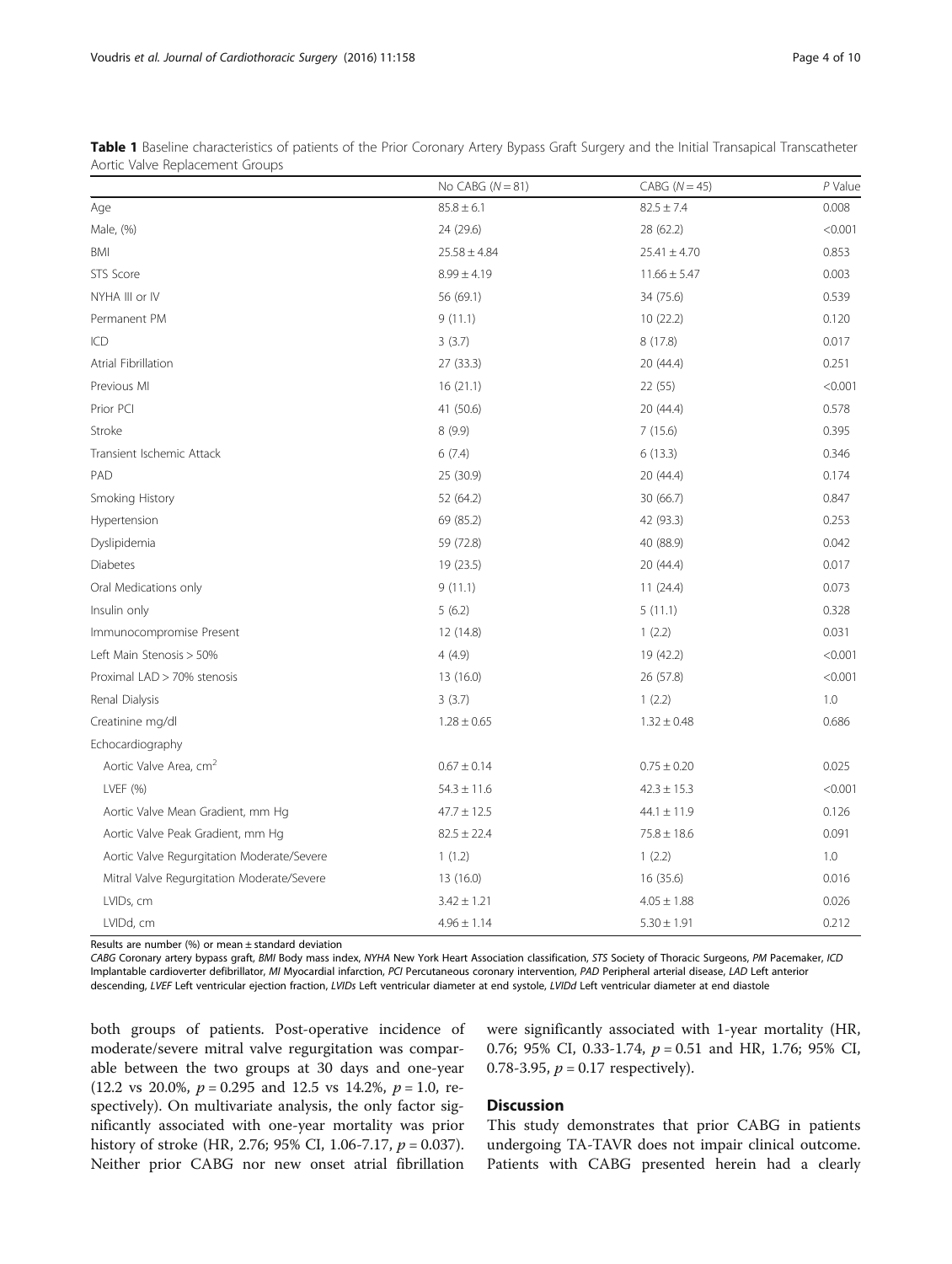**Table 1** Baseline characteristics of patients of the Prior Coronary Artery Bypass Graft Surgery and the Initial Transapical Transcatheter Aortic Valve Replacement Groups

| | No CABG ($N = 81$) | CABG ($N = 45$) | *P* Value |
|---|---|---|---|
| Age | 85.8 ± 6.1 | 82.5 ± 7.4 | 0.008 |
| Male, (%) | 24 (29.6) | 28 (62.2) | <0.001 |
| BMI | 25.58 ± 4.84 | 25.41 ± 4.70 | 0.853 |
| STS Score | 8.99 ± 4.19 | 11.66 ± 5.47 | 0.003 |
| NYHA III or IV | 56 (69.1) | 34 (75.6) | 0.539 |
| Permanent PM | 9 (11.1) | 10 (22.2) | 0.120 |
| ICD | 3 (3.7) | 8 (17.8) | 0.017 |
| Atrial Fibrillation | 27 (33.3) | 20 (44.4) | 0.251 |
| Previous MI | 16 (21.1) | 22 (55) | <0.001 |
| Prior PCI | 41 (50.6) | 20 (44.4) | 0.578 |
| Stroke | 8 (9.9) | 7 (15.6) | 0.395 |
| Transient Ischemic Attack | 6 (7.4) | 6 (13.3) | 0.346 |
| PAD | 25 (30.9) | 20 (44.4) | 0.174 |
| Smoking History | 52 (64.2) | 30 (66.7) | 0.847 |
| Hypertension | 69 (85.2) | 42 (93.3) | 0.253 |
| Dyslipidemia | 59 (72.8) | 40 (88.9) | 0.042 |
| Diabetes | 19 (23.5) | 20 (44.4) | 0.017 |
| Oral Medications only | 9 (11.1) | 11 (24.4) | 0.073 |
| Insulin only | 5 (6.2) | 5 (11.1) | 0.328 |
| Immunocompromise Present | 12 (14.8) | 1 (2.2) | 0.031 |
| Left Main Stenosis > 50% | 4 (4.9) | 19 (42.2) | <0.001 |
| Proximal LAD > 70% stenosis | 13 (16.0) | 26 (57.8) | <0.001 |
| Renal Dialysis | 3 (3.7) | 1 (2.2) | 1.0 |
| Creatinine mg/dl | 1.28 ± 0.65 | 1.32 ± 0.48 | 0.686 |
| Echocardiography | | | |
| Aortic Valve Area, $cm^2$ | 0.67 ± 0.14 | 0.75 ± 0.20 | 0.025 |
| LVEF (%) | 54.3 ± 11.6 | 42.3 ± 15.3 | <0.001 |
| Aortic Valve Mean Gradient, mm Hg | 47.7 ± 12.5 | 44.1 ± 11.9 | 0.126 |
| Aortic Valve Peak Gradient, mm Hg | 82.5 ± 22.4 | 75.8 ± 18.6 | 0.091 |
| Aortic Valve Regurgitation Moderate/Severe | 1 (1.2) | 1 (2.2) | 1.0 |
| Mitral Valve Regurgitation Moderate/Severe | 13 (16.0) | 16 (35.6) | 0.016 |
| LVIDs, cm | 3.42 ± 1.21 | 4.05 ± 1.88 | 0.026 |
| LVIDd, cm | 4.96 ± 1.14 | 5.30 ± 1.91 | 0.212 |

Results are number (%) or mean ± standard deviation

*CABG* Coronary artery bypass graft, *BMI* Body mass index, *NYHA* New York Heart Association classification, *STS* Society of Thoracic Surgeons, *PM* Pacemaker, *ICD* Implantable cardioverter defibrillator, *MI* Myocardial infarction, *PCI* Percutaneous coronary intervention, *PAD* Peripheral arterial disease, *LAD* Left anterior descending, *LVEF* Left ventricular ejection fraction, *LVIDs* Left ventricular diameter at end systole, *LVIDd* Left ventricular diameter at end diastole

both groups of patients. Post-operative incidence of moderate/severe mitral valve regurgitation was comparable between the two groups at 30 days and one-year (12.2 vs 20.0%, $p = 0.295$ and 12.5 vs 14.2%, $p = 1.0$, respectively). On multivariate analysis, the only factor significantly associated with one-year mortality was prior history of stroke (HR, 2.76; 95% CI, 1.06-7.17, $p = 0.037$). Neither prior CABG nor new onset atrial fibrillation were significantly associated with 1-year mortality (HR, 0.76; 95% CI, 0.33-1.74, $p = 0.51$ and HR, 1.76; 95% CI, 0.78-3.95, $p = 0.17$ respectively).

## Discussion

This study demonstrates that prior CABG in patients undergoing TA-TAVR does not impair clinical outcome. Patients with CABG presented herein had a clearly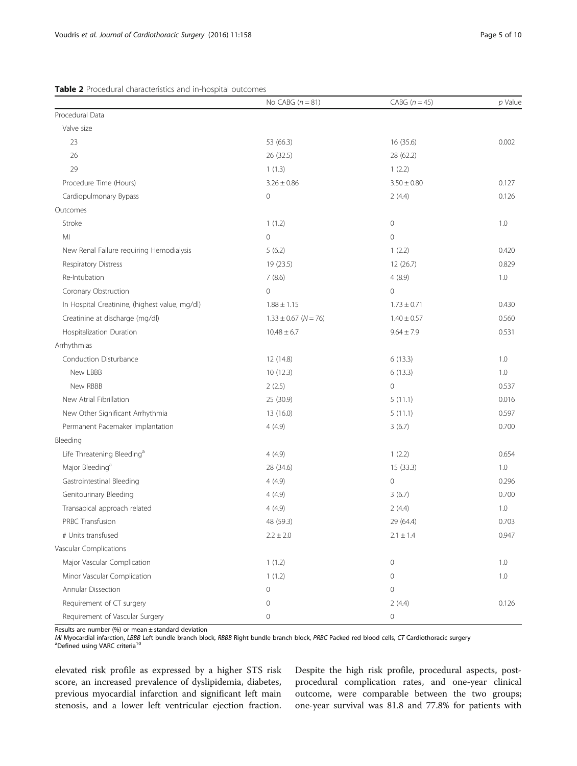**Table 2** Procedural characteristics and in-hospital outcomes

| | No CABG ($n = 81$) | CABG ($n = 45$) | *p* Value |
|---|---|---|---|
| Procedural Data | | | |
| Valve size | | | |
| 23 | 53 (66.3) | 16 (35.6) | 0.002 |
| 26 | 26 (32.5) | 28 (62.2) | |
| 29 | 1 (1.3) | 1 (2.2) | |
| Procedure Time (Hours) | 3.26 ± 0.86 | 3.50 ± 0.80 | 0.127 |
| Cardiopulmonary Bypass | 0 | 2 (4.4) | 0.126 |
| Outcomes | | | |
| Stroke | 1 (1.2) | 0 | 1.0 |
| MI | 0 | 0 | |
| New Renal Failure requiring Hemodialysis | 5 (6.2) | 1 (2.2) | 0.420 |
| Respiratory Distress | 19 (23.5) | 12 (26.7) | 0.829 |
| Re-Intubation | 7 (8.6) | 4 (8.9) | 1.0 |
| Coronary Obstruction | 0 | 0 | |
| In Hospital Creatinine, (highest value, mg/dl) | 1.88 ± 1.15 | 1.73 ± 0.71 | 0.430 |
| Creatinine at discharge (mg/dl) | 1.33 ± 0.67 ($N = 76$) | 1.40 ± 0.57 | 0.560 |
| Hospitalization Duration | 10.48 ± 6.7 | 9.64 ± 7.9 | 0.531 |
| Arrhythmias | | | |
| Conduction Disturbance | 12 (14.8) | 6 (13.3) | 1.0 |
| New LBBB | 10 (12.3) | 6 (13.3) | 1.0 |
| New RBBB | 2 (2.5) | 0 | 0.537 |
| New Atrial Fibrillation | 25 (30.9) | 5 (11.1) | 0.016 |
| New Other Significant Arrhythmia | 13 (16.0) | 5 (11.1) | 0.597 |
| Permanent Pacemaker Implantation | 4 (4.9) | 3 (6.7) | 0.700 |
| Bleeding | | | |
| Life Threatening Bleeding[a] | 4 (4.9) | 1 (2.2) | 0.654 |
| Major Bleeding[a] | 28 (34.6) | 15 (33.3) | 1.0 |
| Gastrointestinal Bleeding | 4 (4.9) | 0 | 0.296 |
| Genitourinary Bleeding | 4 (4.9) | 3 (6.7) | 0.700 |
| Transapical approach related | 4 (4.9) | 2 (4.4) | 1.0 |
| PRBC Transfusion | 48 (59.3) | 29 (64.4) | 0.703 |
| # Units transfused | 2.2 ± 2.0 | 2.1 ± 1.4 | 0.947 |
| Vascular Complications | | | |
| Major Vascular Complication | 1 (1.2) | 0 | 1.0 |
| Minor Vascular Complication | 1 (1.2) | 0 | 1.0 |
| Annular Dissection | 0 | 0 | |
| Requirement of CT surgery | 0 | 2 (4.4) | 0.126 |
| Requirement of Vascular Surgery | 0 | 0 | |

Results are number (%) or mean ± standard deviation
*MI* Myocardial infarction, *LBBB* Left bundle branch block, *RBBB* Right bundle branch block, *PRBC* Packed red blood cells, *CT* Cardiothoracic surgery
[a]Defined using VARC criteria[10]

elevated risk profile as expressed by a higher STS risk score, an increased prevalence of dyslipidemia, diabetes, previous myocardial infarction and significant left main stenosis, and a lower left ventricular ejection fraction. Despite the high risk profile, procedural aspects, post-procedural complication rates, and one-year clinical outcome, were comparable between the two groups; one-year survival was 81.8 and 77.8% for patients with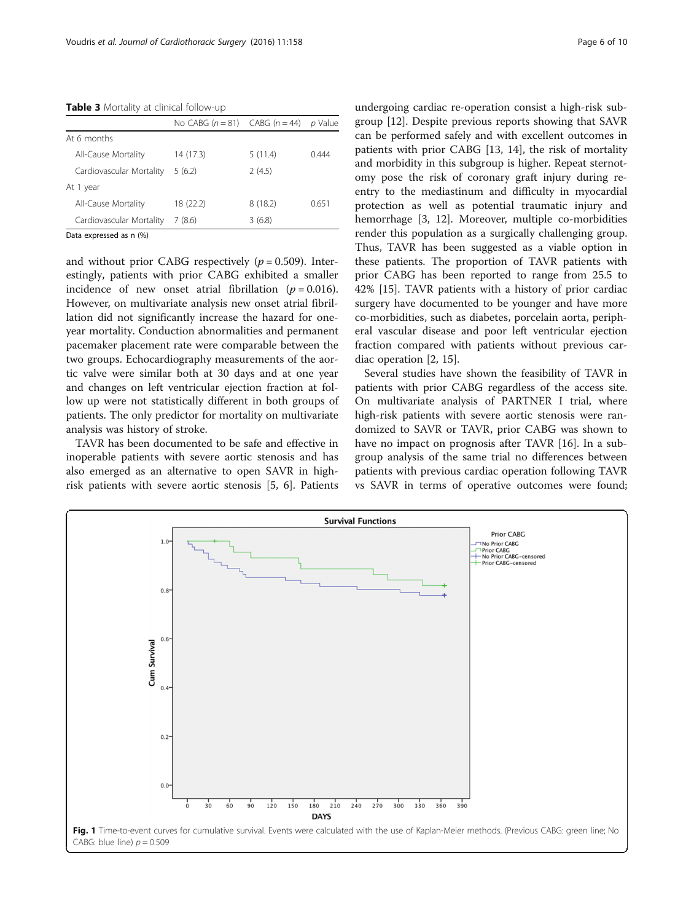**Table 3** Mortality at clinical follow-up

| | No CABG ($n = 81$) | CABG ($n = 44$) | $p$ Value |
|---|---|---|---|
| At 6 months | | | |
| All-Cause Mortality | 14 (17.3) | 5 (11.4) | 0.444 |
| Cardiovascular Mortality | 5 (6.2) | 2 (4.5) | |
| At 1 year | | | |
| All-Cause Mortality | 18 (22.2) | 8 (18.2) | 0.651 |
| Cardiovascular Mortality | 7 (8.6) | 3 (6.8) | |

Data expressed as n (%)

and without prior CABG respectively ($p = 0.509$). Interestingly, patients with prior CABG exhibited a smaller incidence of new onset atrial fibrillation ($p = 0.016$). However, on multivariate analysis new onset atrial fibrillation did not significantly increase the hazard for one-year mortality. Conduction abnormalities and permanent pacemaker placement rate were comparable between the two groups. Echocardiography measurements of the aortic valve were similar both at 30 days and at one year and changes on left ventricular ejection fraction at follow up were not statistically different in both groups of patients. The only predictor for mortality on multivariate analysis was history of stroke.

TAVR has been documented to be safe and effective in inoperable patients with severe aortic stenosis and has also emerged as an alternative to open SAVR in high-risk patients with severe aortic stenosis [5, 6]. Patients undergoing cardiac re-operation consist a high-risk subgroup [12]. Despite previous reports showing that SAVR can be performed safely and with excellent outcomes in patients with prior CABG [13, 14], the risk of mortality and morbidity in this subgroup is higher. Repeat sternotomy pose the risk of coronary graft injury during re-entry to the mediastinum and difficulty in myocardial protection as well as potential traumatic injury and hemorrhage [3, 12]. Moreover, multiple co-morbidities render this population as a surgically challenging group. Thus, TAVR has been suggested as a viable option in these patients. The proportion of TAVR patients with prior CABG has been reported to range from 25.5 to 42% [15]. TAVR patients with a history of prior cardiac surgery have documented to be younger and have more co-morbidities, such as diabetes, porcelain aorta, peripheral vascular disease and poor left ventricular ejection fraction compared with patients without previous cardiac operation [2, 15].

Several studies have shown the feasibility of TAVR in patients with prior CABG regardless of the access site. On multivariate analysis of PARTNER I trial, where high-risk patients with severe aortic stenosis were randomized to SAVR or TAVR, prior CABG was shown to have no impact on prognosis after TAVR [16]. In a subgroup analysis of the same trial no differences between patients with previous cardiac operation following TAVR vs SAVR in terms of operative outcomes were found;

**Fig. 1** Time-to-event curves for cumulative survival. Events were calculated with the use of Kaplan-Meier methods. (Previous CABG: green line; No CABG: blue line) $p = 0.509$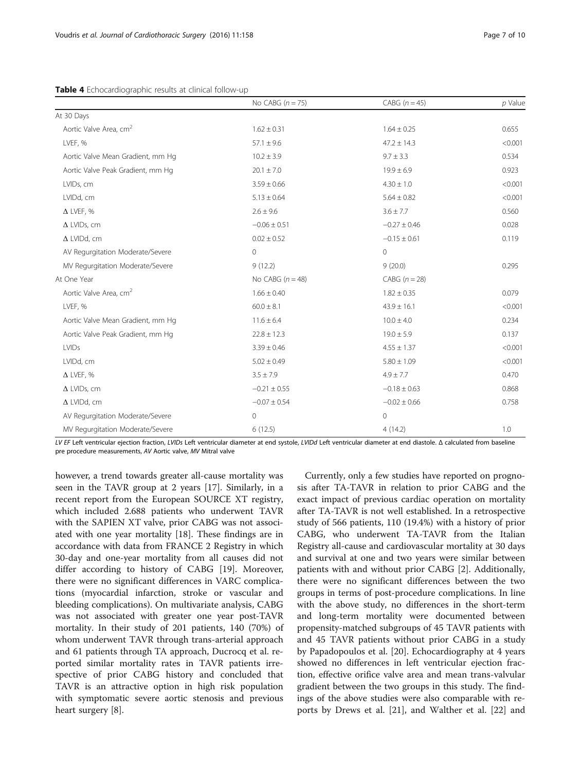**Table 4** Echocardiographic results at clinical follow-up

| | No CABG ($n = 75$) | CABG ($n = 45$) | $p$ Value |
|---|---|---|---|
| At 30 Days | | | |
| Aortic Valve Area, $cm^2$ | 1.62 ± 0.31 | 1.64 ± 0.25 | 0.655 |
| LVEF, % | 57.1 ± 9.6 | 47.2 ± 14.3 | <0.001 |
| Aortic Valve Mean Gradient, mm Hg | 10.2 ± 3.9 | 9.7 ± 3.3 | 0.534 |
| Aortic Valve Peak Gradient, mm Hg | 20.1 ± 7.0 | 19.9 ± 6.9 | 0.923 |
| LVIDs, cm | 3.59 ± 0.66 | 4.30 ± 1.0 | <0.001 |
| LVIDd, cm | 5.13 ± 0.64 | 5.64 ± 0.82 | <0.001 |
| Δ LVEF, % | 2.6 ± 9.6 | 3.6 ± 7.7 | 0.560 |
| Δ LVIDs, cm | −0.06 ± 0.51 | −0.27 ± 0.46 | 0.028 |
| Δ LVIDd, cm | 0.02 ± 0.52 | −0.15 ± 0.61 | 0.119 |
| AV Regurgitation Moderate/Severe | 0 | 0 | |
| MV Regurgitation Moderate/Severe | 9 (12.2) | 9 (20.0) | 0.295 |
| At One Year | No CABG ($n = 48$) | CABG ($n = 28$) | |
| Aortic Valve Area, $cm^2$ | 1.66 ± 0.40 | 1.82 ± 0.35 | 0.079 |
| LVEF, % | 60.0 ± 8.1 | 43.9 ± 16.1 | <0.001 |
| Aortic Valve Mean Gradient, mm Hg | 11.6 ± 6.4 | 10.0 ± 4.0 | 0.234 |
| Aortic Valve Peak Gradient, mm Hg | 22.8 ± 12.3 | 19.0 ± 5.9 | 0.137 |
| LVIDs | 3.39 ± 0.46 | 4.55 ± 1.37 | <0.001 |
| LVIDd, cm | 5.02 ± 0.49 | 5.80 ± 1.09 | <0.001 |
| Δ LVEF, % | 3.5 ± 7.9 | 4.9 ± 7.7 | 0.470 |
| Δ LVIDs, cm | −0.21 ± 0.55 | −0.18 ± 0.63 | 0.868 |
| Δ LVIDd, cm | −0.07 ± 0.54 | −0.02 ± 0.66 | 0.758 |
| AV Regurgitation Moderate/Severe | 0 | 0 | |
| MV Regurgitation Moderate/Severe | 6 (12.5) | 4 (14.2) | 1.0 |

*LV EF* Left ventricular ejection fraction, *LVIDs* Left ventricular diameter at end systole, *LVIDd* Left ventricular diameter at end diastole. Δ calculated from baseline pre procedure measurements, *AV* Aortic valve, *MV* Mitral valve

however, a trend towards greater all-cause mortality was seen in the TAVR group at 2 years [17]. Similarly, in a recent report from the European SOURCE XT registry, which included 2.688 patients who underwent TAVR with the SAPIEN XT valve, prior CABG was not associated with one year mortality [18]. These findings are in accordance with data from FRANCE 2 Registry in which 30-day and one-year mortality from all causes did not differ according to history of CABG [19]. Moreover, there were no significant differences in VARC complications (myocardial infarction, stroke or vascular and bleeding complications). On multivariate analysis, CABG was not associated with greater one year post-TAVR mortality. In their study of 201 patients, 140 (70%) of whom underwent TAVR through trans-arterial approach and 61 patients through TA approach, Ducrocq et al. reported similar mortality rates in TAVR patients irrespective of prior CABG history and concluded that TAVR is an attractive option in high risk population with symptomatic severe aortic stenosis and previous heart surgery [8].

Currently, only a few studies have reported on prognosis after TA-TAVR in relation to prior CABG and the exact impact of previous cardiac operation on mortality after TA-TAVR is not well established. In a retrospective study of 566 patients, 110 (19.4%) with a history of prior CABG, who underwent TA-TAVR from the Italian Registry all-cause and cardiovascular mortality at 30 days and survival at one and two years were similar between patients with and without prior CABG [2]. Additionally, there were no significant differences between the two groups in terms of post-procedure complications. In line with the above study, no differences in the short-term and long-term mortality were documented between propensity-matched subgroups of 45 TAVR patients with and 45 TAVR patients without prior CABG in a study by Papadopoulos et al. [20]. Echocardiography at 4 years showed no differences in left ventricular ejection fraction, effective orifice valve area and mean trans-valvular gradient between the two groups in this study. The findings of the above studies were also comparable with reports by Drews et al. [21], and Walther et al. [22] and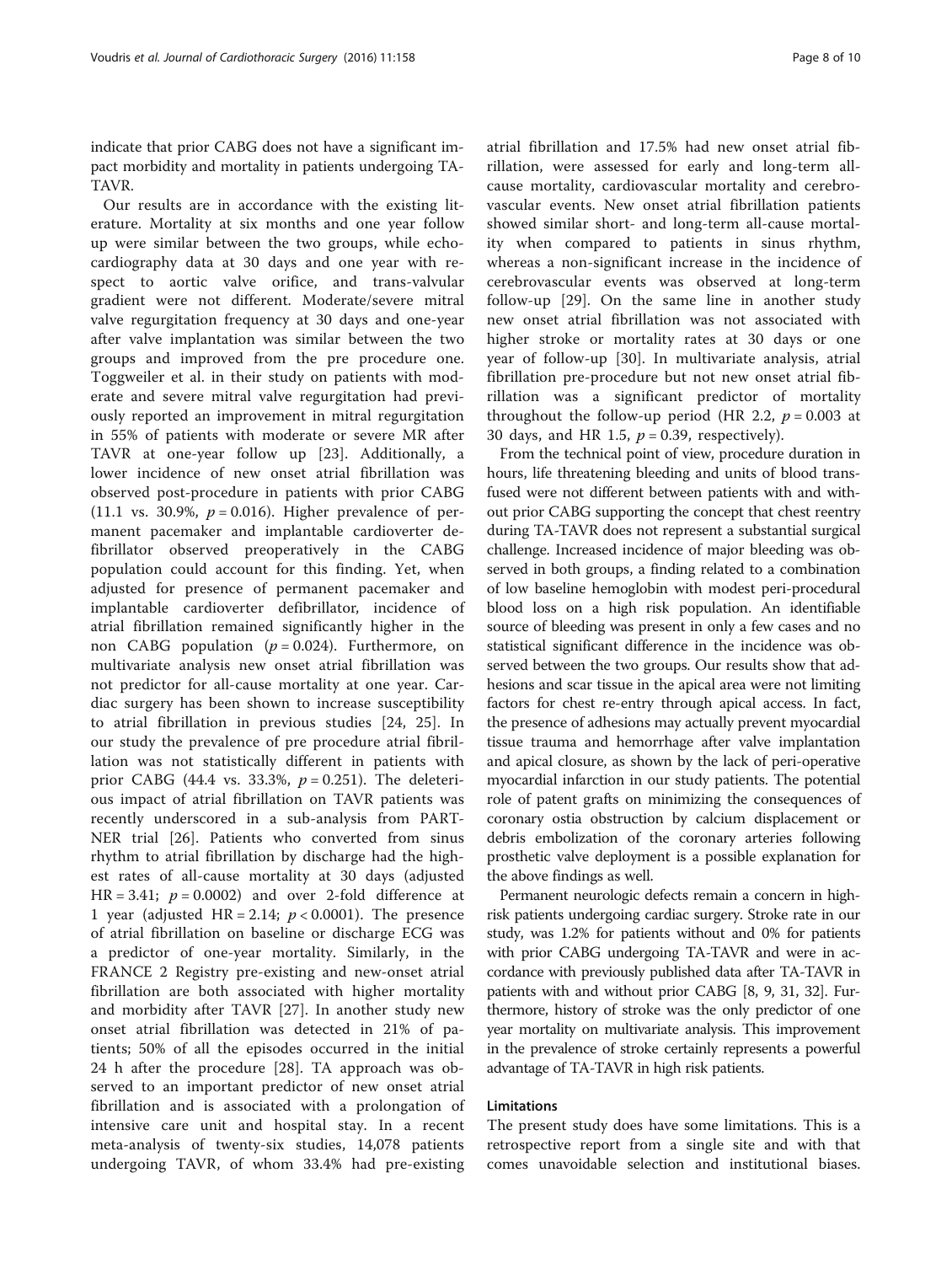indicate that prior CABG does not have a significant impact morbidity and mortality in patients undergoing TA-TAVR.

Our results are in accordance with the existing literature. Mortality at six months and one year follow up were similar between the two groups, while echocardiography data at 30 days and one year with respect to aortic valve orifice, and trans-valvular gradient were not different. Moderate/severe mitral valve regurgitation frequency at 30 days and one-year after valve implantation was similar between the two groups and improved from the pre procedure one. Toggweiler et al. in their study on patients with moderate and severe mitral valve regurgitation had previously reported an improvement in mitral regurgitation in 55% of patients with moderate or severe MR after TAVR at one-year follow up [23]. Additionally, a lower incidence of new onset atrial fibrillation was observed post-procedure in patients with prior CABG (11.1 vs. 30.9%, $p = 0.016$). Higher prevalence of permanent pacemaker and implantable cardioverter defibrillator observed preoperatively in the CABG population could account for this finding. Yet, when adjusted for presence of permanent pacemaker and implantable cardioverter defibrillator, incidence of atrial fibrillation remained significantly higher in the non CABG population ($p = 0.024$). Furthermore, on multivariate analysis new onset atrial fibrillation was not predictor for all-cause mortality at one year. Cardiac surgery has been shown to increase susceptibility to atrial fibrillation in previous studies [24, 25]. In our study the prevalence of pre procedure atrial fibrillation was not statistically different in patients with prior CABG (44.4 vs. 33.3%, $p = 0.251$). The deleterious impact of atrial fibrillation on TAVR patients was recently underscored in a sub-analysis from PARTNER trial [26]. Patients who converted from sinus rhythm to atrial fibrillation by discharge had the highest rates of all-cause mortality at 30 days (adjusted HR = 3.41; $p = 0.0002$) and over 2-fold difference at 1 year (adjusted HR = 2.14; $p < 0.0001$). The presence of atrial fibrillation on baseline or discharge ECG was a predictor of one-year mortality. Similarly, in the FRANCE 2 Registry pre-existing and new-onset atrial fibrillation are both associated with higher mortality and morbidity after TAVR [27]. In another study new onset atrial fibrillation was detected in 21% of patients; 50% of all the episodes occurred in the initial 24 h after the procedure [28]. TA approach was observed to an important predictor of new onset atrial fibrillation and is associated with a prolongation of intensive care unit and hospital stay. In a recent meta-analysis of twenty-six studies, 14,078 patients undergoing TAVR, of whom 33.4% had pre-existing atrial fibrillation and 17.5% had new onset atrial fibrillation, were assessed for early and long-term all-cause mortality, cardiovascular mortality and cerebrovascular events. New onset atrial fibrillation patients showed similar short- and long-term all-cause mortality when compared to patients in sinus rhythm, whereas a non-significant increase in the incidence of cerebrovascular events was observed at long-term follow-up [29]. On the same line in another study new onset atrial fibrillation was not associated with higher stroke or mortality rates at 30 days or one year of follow-up [30]. In multivariate analysis, atrial fibrillation pre-procedure but not new onset atrial fibrillation was a significant predictor of mortality throughout the follow-up period (HR 2.2, $p = 0.003$ at 30 days, and HR 1.5, $p = 0.39$, respectively).

From the technical point of view, procedure duration in hours, life threatening bleeding and units of blood transfused were not different between patients with and without prior CABG supporting the concept that chest reentry during TA-TAVR does not represent a substantial surgical challenge. Increased incidence of major bleeding was observed in both groups, a finding related to a combination of low baseline hemoglobin with modest peri-procedural blood loss on a high risk population. An identifiable source of bleeding was present in only a few cases and no statistical significant difference in the incidence was observed between the two groups. Our results show that adhesions and scar tissue in the apical area were not limiting factors for chest re-entry through apical access. In fact, the presence of adhesions may actually prevent myocardial tissue trauma and hemorrhage after valve implantation and apical closure, as shown by the lack of peri-operative myocardial infarction in our study patients. The potential role of patent grafts on minimizing the consequences of coronary ostia obstruction by calcium displacement or debris embolization of the coronary arteries following prosthetic valve deployment is a possible explanation for the above findings as well.

Permanent neurologic defects remain a concern in high-risk patients undergoing cardiac surgery. Stroke rate in our study, was 1.2% for patients without and 0% for patients with prior CABG undergoing TA-TAVR and were in accordance with previously published data after TA-TAVR in patients with and without prior CABG [8, 9, 31, 32]. Furthermore, history of stroke was the only predictor of one year mortality on multivariate analysis. This improvement in the prevalence of stroke certainly represents a powerful advantage of TA-TAVR in high risk patients.

### Limitations

The present study does have some limitations. This is a retrospective report from a single site and with that comes unavoidable selection and institutional biases.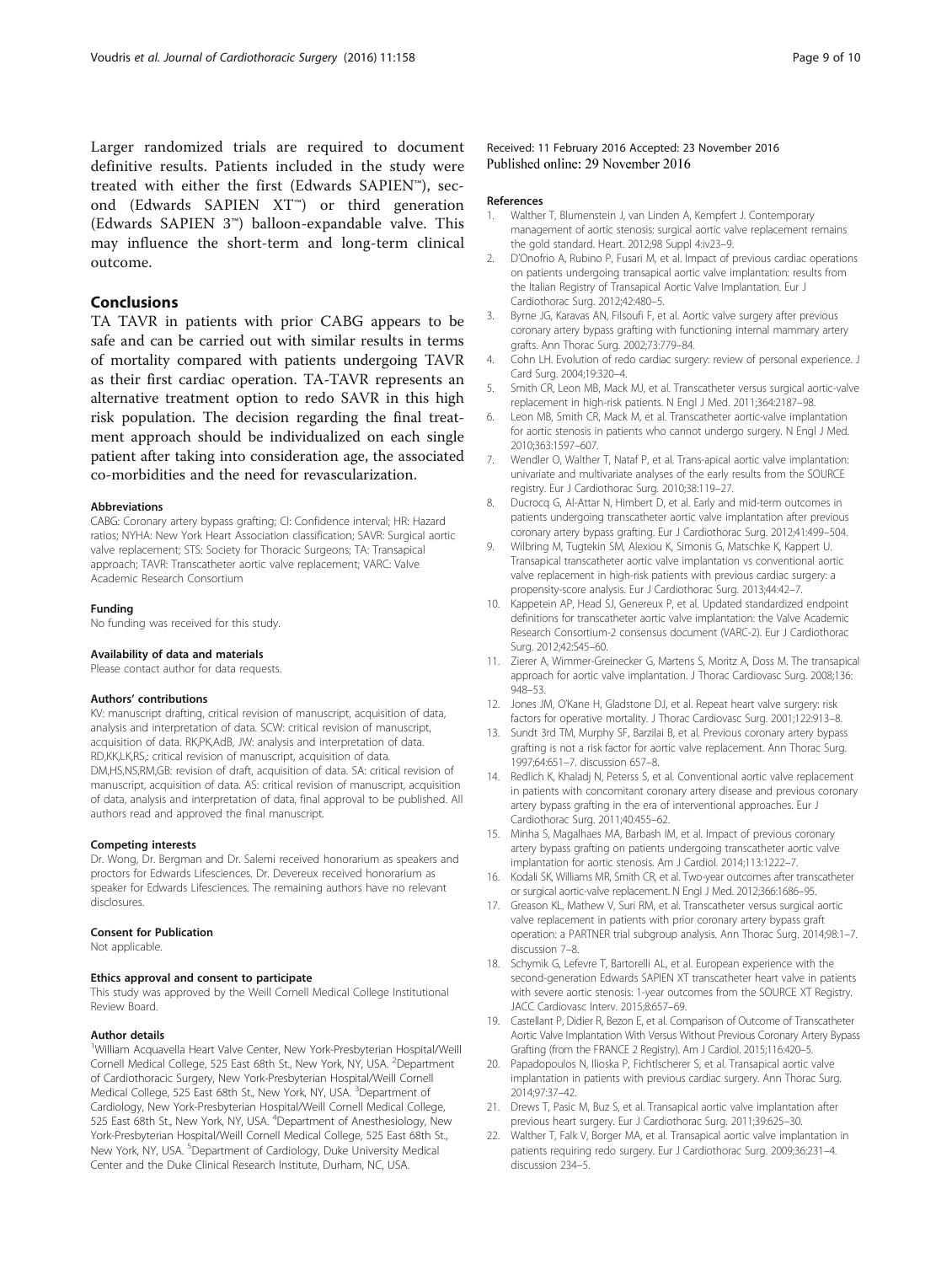Larger randomized trials are required to document definitive results. Patients included in the study were treated with either the first (Edwards SAPIEN™), second (Edwards SAPIEN XT™) or third generation (Edwards SAPIEN 3™) balloon-expandable valve. This may influence the short-term and long-term clinical outcome.

## Conclusions

TA TAVR in patients with prior CABG appears to be safe and can be carried out with similar results in terms of mortality compared with patients undergoing TAVR as their first cardiac operation. TA-TAVR represents an alternative treatment option to redo SAVR in this high risk population. The decision regarding the final treatment approach should be individualized on each single patient after taking into consideration age, the associated co-morbidities and the need for revascularization.

#### Abbreviations

CABG: Coronary artery bypass grafting; CI: Confidence interval; HR: Hazard ratios; NYHA: New York Heart Association classification; SAVR: Surgical aortic valve replacement; STS: Society for Thoracic Surgeons; TA: Transapical approach; TAVR: Transcatheter aortic valve replacement; VARC: Valve Academic Research Consortium

#### Funding

No funding was received for this study.

#### Availability of data and materials

Please contact author for data requests.

#### Authors' contributions

KV: manuscript drafting, critical revision of manuscript, acquisition of data, analysis and interpretation of data. SCW: critical revision of manuscript, acquisition of data. RK,PK,AdB, JW: analysis and interpretation of data. RD,KK,LK,RS,: critical revision of manuscript, acquisition of data. DM,HS,NS,RM,GB: revision of draft, acquisition of data. SA: critical revision of manuscript, acquisition of data. AS: critical revision of manuscript, acquisition of data, analysis and interpretation of data, final approval to be published. All authors read and approved the final manuscript.

#### Competing interests

Dr. Wong, Dr. Bergman and Dr. Salemi received honorarium as speakers and proctors for Edwards Lifesciences. Dr. Devereux received honorarium as speaker for Edwards Lifesciences. The remaining authors have no relevant disclosures.

#### Consent for Publication

Not applicable.

#### Ethics approval and consent to participate

This study was approved by the Weill Cornell Medical College Institutional Review Board.

#### Author details

[1]William Acquavella Heart Valve Center, New York-Presbyterian Hospital/Weill Cornell Medical College, 525 East 68th St., New York, NY, USA. [2]Department of Cardiothoracic Surgery, New York-Presbyterian Hospital/Weill Cornell Medical College, 525 East 68th St., New York, NY, USA. [3]Department of Cardiology, New York-Presbyterian Hospital/Weill Cornell Medical College, 525 East 68th St., New York, NY, USA. [4]Department of Anesthesiology, New York-Presbyterian Hospital/Weill Cornell Medical College, 525 East 68th St., New York, NY, USA. [5]Department of Cardiology, Duke University Medical Center and the Duke Clinical Research Institute, Durham, NC, USA.

Received: 11 February 2016 Accepted: 23 November 2016
Published online: 29 November 2016

#### References

1. Walther T, Blumenstein J, van Linden A, Kempfert J. Contemporary management of aortic stenosis: surgical aortic valve replacement remains the gold standard. Heart. 2012;98 Suppl 4:iv23–9.
2. D'Onofrio A, Rubino P, Fusari M, et al. Impact of previous cardiac operations on patients undergoing transapical aortic valve implantation: results from the Italian Registry of Transapical Aortic Valve Implantation. Eur J Cardiothorac Surg. 2012;42:480–5.
3. Byrne JG, Karavas AN, Filsoufi F, et al. Aortic valve surgery after previous coronary artery bypass grafting with functioning internal mammary artery grafts. Ann Thorac Surg. 2002;73:779–84.
4. Cohn LH. Evolution of redo cardiac surgery: review of personal experience. J Card Surg. 2004;19:320–4.
5. Smith CR, Leon MB, Mack MJ, et al. Transcatheter versus surgical aortic-valve replacement in high-risk patients. N Engl J Med. 2011;364:2187–98.
6. Leon MB, Smith CR, Mack M, et al. Transcatheter aortic-valve implantation for aortic stenosis in patients who cannot undergo surgery. N Engl J Med. 2010;363:1597–607.
7. Wendler O, Walther T, Nataf P, et al. Trans-apical aortic valve implantation: univariate and multivariate analyses of the early results from the SOURCE registry. Eur J Cardiothorac Surg. 2010;38:119–27.
8. Ducrocq G, Al-Attar N, Himbert D, et al. Early and mid-term outcomes in patients undergoing transcatheter aortic valve implantation after previous coronary artery bypass grafting. Eur J Cardiothorac Surg. 2012;41:499–504.
9. Wilbring M, Tugtekin SM, Alexiou K, Simonis G, Matschke K, Kappert U. Transapical transcatheter aortic valve implantation vs conventional aortic valve replacement in high-risk patients with previous cardiac surgery: a propensity-score analysis. Eur J Cardiothorac Surg. 2013;44:42–7.
10. Kappetein AP, Head SJ, Genereux P, et al. Updated standardized endpoint definitions for transcatheter aortic valve implantation: the Valve Academic Research Consortium-2 consensus document (VARC-2). Eur J Cardiothorac Surg. 2012;42:S45–60.
11. Zierer A, Wimmer-Greinecker G, Martens S, Moritz A, Doss M. The transapical approach for aortic valve implantation. J Thorac Cardiovasc Surg. 2008;136:948–53.
12. Jones JM, O'Kane H, Gladstone DJ, et al. Repeat heart valve surgery: risk factors for operative mortality. J Thorac Cardiovasc Surg. 2001;122:913–8.
13. Sundt 3rd TM, Murphy SF, Barzilai B, et al. Previous coronary artery bypass grafting is not a risk factor for aortic valve replacement. Ann Thorac Surg. 1997;64:651–7. discussion 657–8.
14. Redlich K, Khaladj N, Peterss S, et al. Conventional aortic valve replacement in patients with concomitant coronary artery disease and previous coronary artery bypass grafting in the era of interventional approaches. Eur J Cardiothorac Surg. 2011;40:455–62.
15. Minha S, Magalhaes MA, Barbash IM, et al. Impact of previous coronary artery bypass grafting on patients undergoing transcatheter aortic valve implantation for aortic stenosis. Am J Cardiol. 2014;113:1222–7.
16. Kodali SK, Williams MR, Smith CR, et al. Two-year outcomes after transcatheter or surgical aortic-valve replacement. N Engl J Med. 2012;366:1686–95.
17. Greason KL, Mathew V, Suri RM, et al. Transcatheter versus surgical aortic valve replacement in patients with prior coronary artery bypass graft operation: a PARTNER trial subgroup analysis. Ann Thorac Surg. 2014;98:1–7. discussion 7–8.
18. Schymik G, Lefevre T, Bartorelli AL, et al. European experience with the second-generation Edwards SAPIEN XT transcatheter heart valve in patients with severe aortic stenosis: 1-year outcomes from the SOURCE XT Registry. JACC Cardiovasc Interv. 2015;8:657–69.
19. Castellant P, Didier R, Bezon E, et al. Comparison of Outcome of Transcatheter Aortic Valve Implantation With Versus Without Previous Coronary Artery Bypass Grafting (from the FRANCE 2 Registry). Am J Cardiol. 2015;116:420–5.
20. Papadopoulos N, Ilioska P, Fichtlscherer S, et al. Transapical aortic valve implantation in patients with previous cardiac surgery. Ann Thorac Surg. 2014;97:37–42.
21. Drews T, Pasic M, Buz S, et al. Transapical aortic valve implantation after previous heart surgery. Eur J Cardiothorac Surg. 2011;39:625–30.
22. Walther T, Falk V, Borger MA, et al. Transapical aortic valve implantation in patients requiring redo surgery. Eur J Cardiothorac Surg. 2009;36:231–4. discussion 234–5.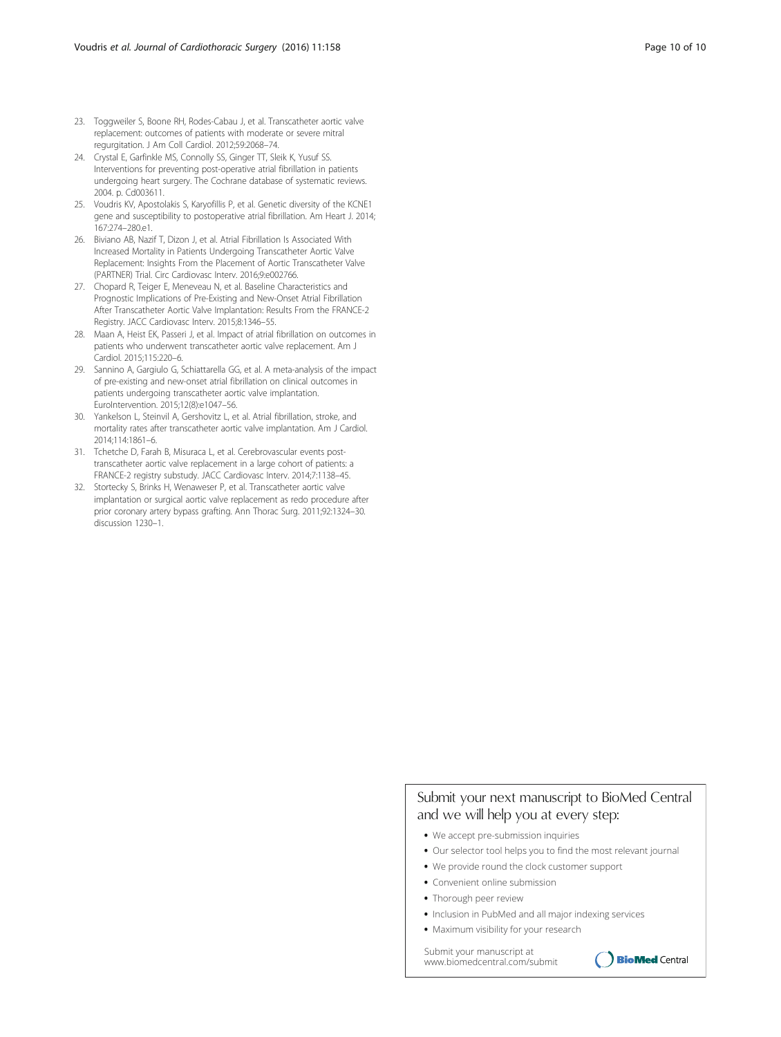23. Toggweiler S, Boone RH, Rodes-Cabau J, et al. Transcatheter aortic valve replacement: outcomes of patients with moderate or severe mitral regurgitation. J Am Coll Cardiol. 2012;59:2068–74.
24. Crystal E, Garfinkle MS, Connolly SS, Ginger TT, Sleik K, Yusuf SS. Interventions for preventing post-operative atrial fibrillation in patients undergoing heart surgery. The Cochrane database of systematic reviews. 2004. p. Cd003611.
25. Voudris KV, Apostolakis S, Karyofillis P, et al. Genetic diversity of the KCNE1 gene and susceptibility to postoperative atrial fibrillation. Am Heart J. 2014; 167:274–280.e1.
26. Biviano AB, Nazif T, Dizon J, et al. Atrial Fibrillation Is Associated With Increased Mortality in Patients Undergoing Transcatheter Aortic Valve Replacement: Insights From the Placement of Aortic Transcatheter Valve (PARTNER) Trial. Circ Cardiovasc Interv. 2016;9:e002766.
27. Chopard R, Teiger E, Meneveau N, et al. Baseline Characteristics and Prognostic Implications of Pre-Existing and New-Onset Atrial Fibrillation After Transcatheter Aortic Valve Implantation: Results From the FRANCE-2 Registry. JACC Cardiovasc Interv. 2015;8:1346–55.
28. Maan A, Heist EK, Passeri J, et al. Impact of atrial fibrillation on outcomes in patients who underwent transcatheter aortic valve replacement. Am J Cardiol. 2015;115:220–6.
29. Sannino A, Gargiulo G, Schiattarella GG, et al. A meta-analysis of the impact of pre-existing and new-onset atrial fibrillation on clinical outcomes in patients undergoing transcatheter aortic valve implantation. EuroIntervention. 2015;12(8):e1047–56.
30. Yankelson L, Steinvil A, Gershovitz L, et al. Atrial fibrillation, stroke, and mortality rates after transcatheter aortic valve implantation. Am J Cardiol. 2014;114:1861–6.
31. Tchetche D, Farah B, Misuraca L, et al. Cerebrovascular events post-transcatheter aortic valve replacement in a large cohort of patients: a FRANCE-2 registry substudy. JACC Cardiovasc Interv. 2014;7:1138–45.
32. Stortecky S, Brinks H, Wenaweser P, et al. Transcatheter aortic valve implantation or surgical aortic valve replacement as redo procedure after prior coronary artery bypass grafting. Ann Thorac Surg. 2011;92:1324–30. discussion 1230–1.

Submit your next manuscript to BioMed Central and we will help you at every step:

- We accept pre-submission inquiries
- Our selector tool helps you to find the most relevant journal
- We provide round the clock customer support
- Convenient online submission
- Thorough peer review
- Inclusion in PubMed and all major indexing services
- Maximum visibility for your research

Submit your manuscript at www.biomedcentral.com/submit

BioMed Central